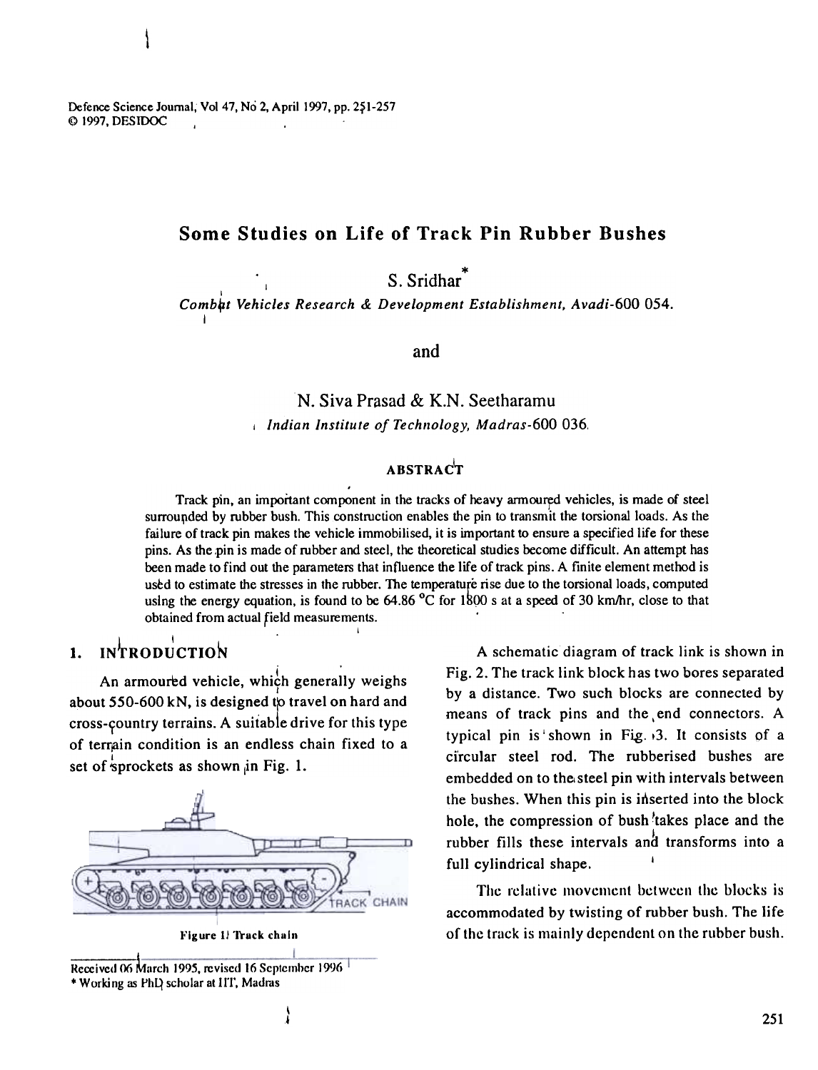# Some Studies on Life of Track Pin Rubber Bushes

S. Sridhar*

*Combat Vehicles Research & Development Establishment, Avadi-600 054.*

and

N. Siva Prasad & K.N. Seetharamu

*Indian Institute of Technology, Madras-600 036.*

## ABSTRACT

Track pin, an important component in the tracks of heavy armoured vehicles, is made of steel surrounded by rubber bush. This construction enables the pin to transmit the torsional loads. As the failure of track pin makes the vehicle immobilised, it is important to ensure a specified life for these pins. As the pin is made of rubber and steel, the theoretical studies become difficult. An attempt has been made to find out the parameters that influence the life of track pins. A finite element method is used to estimate the stresses in the rubber. The temperature rise due to the torsional loads, computed using the energy equation, is found to be 64.86 °C for 1800 s at a speed of 30 km/hr, close to that obtained from actual field measurements.

## 1. INTRODUCTION

An armoured vehicle, which generally weighs about 550-600 kN, is designed to travel on hard and cross-country terrains. A suitable drive for this type of terrain condition is an endless chain fixed to a set of sprockets as shown in Fig. 1.

Figure 1. Track chain

A schematic diagram of track link is shown in Fig. 2. The track link block has two bores separated by a distance. Two such blocks are connected by means of track pins and the end connectors. A typical pin is shown in Fig. 3. It consists of a circular steel rod. The rubberised bushes are embedded on to the steel pin with intervals between the bushes. When this pin is inserted into the block hole, the compression of bush takes place and the rubber fills these intervals and transforms into a full cylindrical shape.

The relative movement between the blocks is accommodated by twisting of rubber bush. The life of the track is mainly dependent on the rubber bush.

---

Received 06 March 1995, revised 16 September 1996

\* Working as PhD scholar at IIT, Madras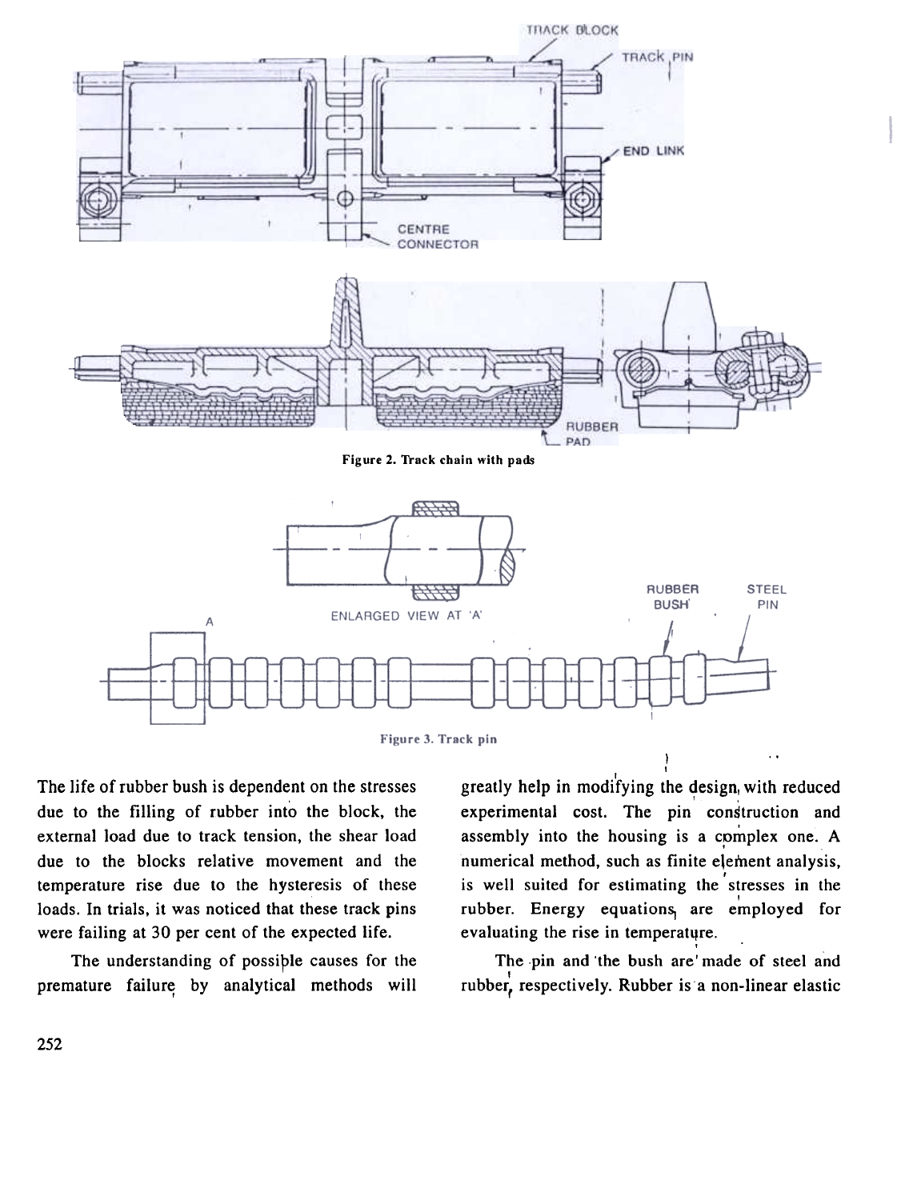Figure 2. Track chain with pads

Figure 3. Track pin

The life of rubber bush is dependent on the stresses due to the filling of rubber into the block, the external load due to track tension, the shear load due to the blocks relative movement and the temperature rise due to the hysteresis of these loads. In trials, it was noticed that these track pins were failing at 30 per cent of the expected life.

The understanding of possible causes for the premature failure by analytical methods will greatly help in modifying the design, with reduced experimental cost. The pin construction and assembly into the housing is a complex one. A numerical method, such as finite element analysis, is well suited for estimating the stresses in the rubber. Energy equations are employed for evaluating the rise in temperature.

The pin and the bush are made of steel and rubber, respectively. Rubber is a non-linear elastic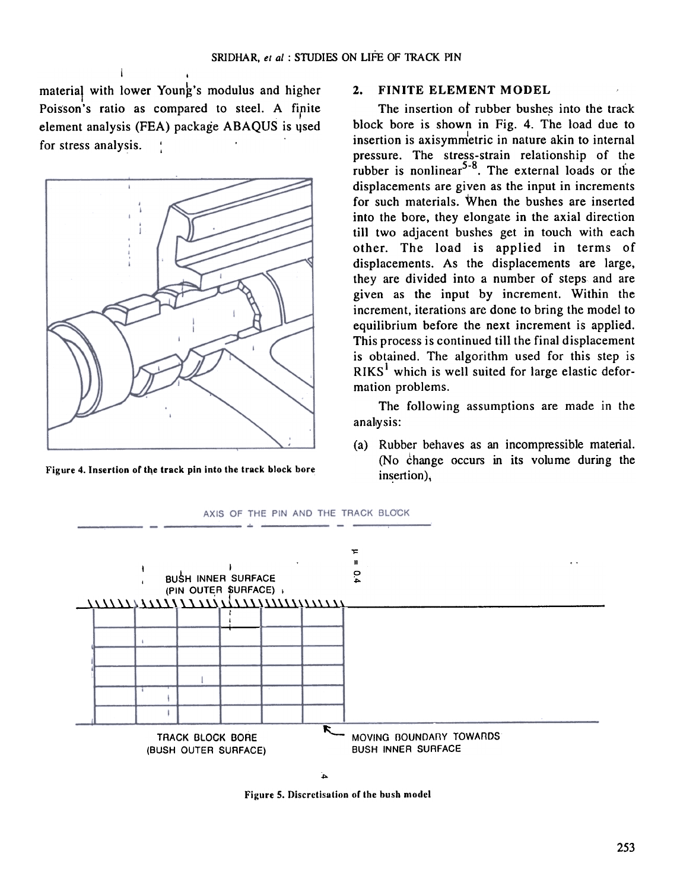material with lower Young's modulus and higher Poisson's ratio as compared to steel. A finite element analysis (FEA) package ABAQUS is used for stress analysis.

Figure 4. Insertion of the track pin into the track block bore

## 2. FINITE ELEMENT MODEL

The insertion of rubber bushes into the track block bore is shown in Fig. 4. The load due to insertion is axisymmetric in nature akin to internal pressure. The stress-strain relationship of the rubber is nonlinear[5-8]. The external loads or the displacements are given as the input in increments for such materials. When the bushes are inserted into the bore, they elongate in the axial direction till two adjacent bushes get in touch with each other. The load is applied in terms of displacements. As the displacements are large, they are divided into a number of steps and are given as the input by increment. Within the increment, iterations are done to bring the model to equilibrium before the next increment is applied. This process is continued till the final displacement is obtained. The algorithm used for this step is RIKS[1] which is well suited for large elastic deformation problems.

The following assumptions are made in the analysis:

(a) Rubber behaves as an incompressible material. (No change occurs in its volume during the insertion),

AXIS OF THE PIN AND THE TRACK BLOCK

$\mu = 0.4$

BUSH INNER SURFACE (PIN OUTER SURFACE)

TRACK BLOCK BORE (BUSH OUTER SURFACE)

MOVING BOUNDARY TOWARDS BUSH INNER SURFACE

Figure 5. Discretisation of the bush model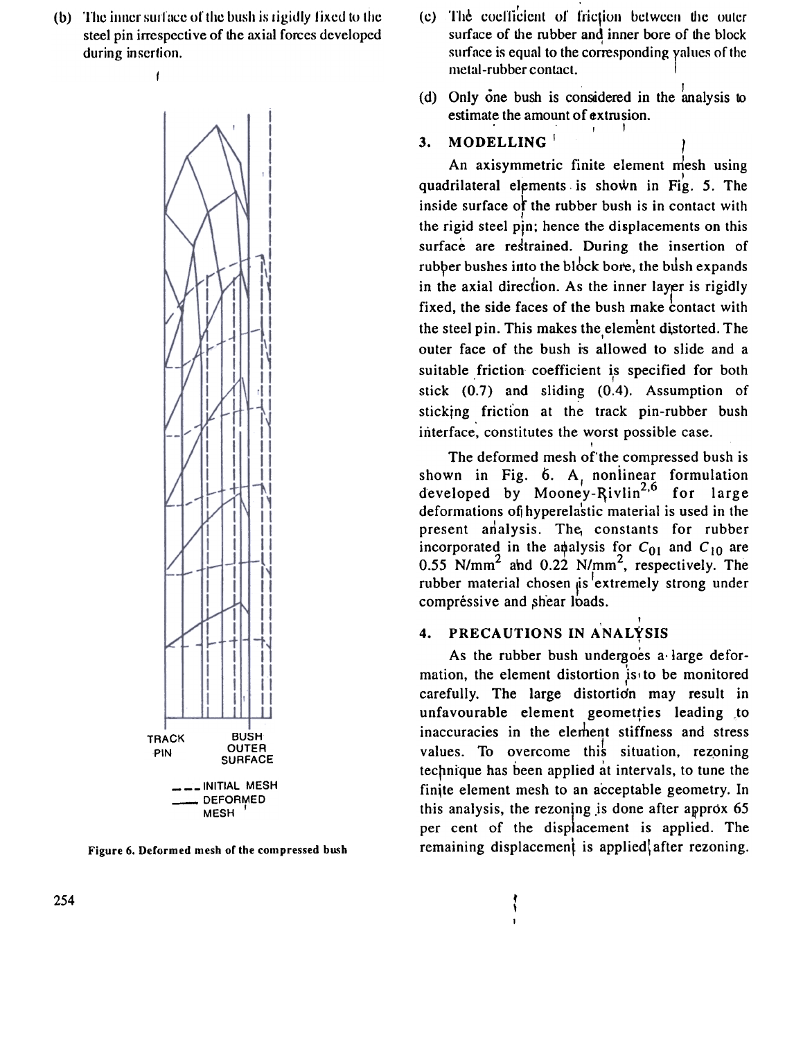(b) The inner surface of the bush is rigidly fixed to the steel pin irrespective of the axial forces developed during insertion.

TRACK PIN

BUSH OUTER SURFACE

--- INITIAL MESH

—— DEFORMED MESH

Figure 6. Deformed mesh of the compressed bush

(c) The coefficient of friction between the outer surface of the rubber and inner bore of the block surface is equal to the corresponding values of the metal-rubber contact.

(d) Only one bush is considered in the analysis to estimate the amount of extrusion.

## 3. MODELLING

An axisymmetric finite element mesh using quadrilateral elements is shown in Fig. 5. The inside surface of the rubber bush is in contact with the rigid steel pin; hence the displacements on this surface are restrained. During the insertion of rubber bushes into the block bore, the bush expands in the axial direction. As the inner layer is rigidly fixed, the side faces of the bush make contact with the steel pin. This makes the element distorted. The outer face of the bush is allowed to slide and a suitable friction coefficient is specified for both stick (0.7) and sliding (0.4). Assumption of sticking friction at the track pin-rubber bush interface, constitutes the worst possible case.

The deformed mesh of the compressed bush is shown in Fig. 6. A nonlinear formulation developed by Mooney-Rivlin[2,6] for large deformations of hyperelastic material is used in the present analysis. The constants for rubber incorporated in the analysis for $C_{01}$ and $C_{10}$ are 0.55 $N/mm^2$ and 0.22 $N/mm^2$, respectively. The rubber material chosen is extremely strong under compressive and shear loads.

## 4. PRECAUTIONS IN ANALYSIS

As the rubber bush undergoes a large deformation, the element distortion is to be monitored carefully. The large distortion may result in unfavourable element geometries leading to inaccuracies in the element stiffness and stress values. To overcome this situation, rezoning technique has been applied at intervals, to tune the finite element mesh to an acceptable geometry. In this analysis, the rezoning is done after approx 65 per cent of the displacement is applied. The remaining displacement is applied after rezoning.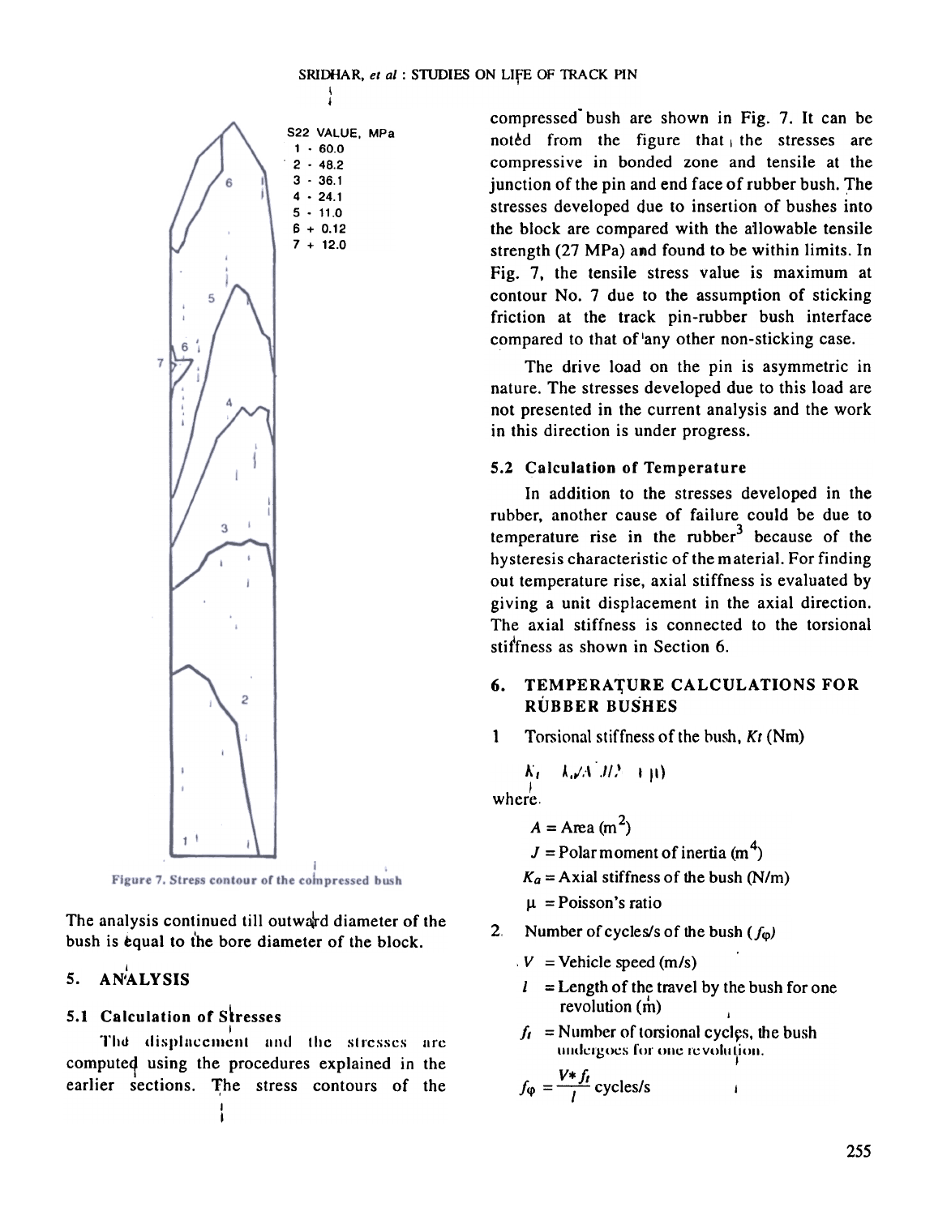Figure 7. Stress contour of the compressed bush

The analysis continued till outward diameter of the bush is equal to the bore diameter of the block.

## 5. ANALYSIS

### 5.1 Calculation of Stresses

The displacement and the stresses are computed using the procedures explained in the earlier sections. The stress contours of the compressed bush are shown in Fig. 7. It can be noted from the figure that the stresses are compressive in bonded zone and tensile at the junction of the pin and end face of rubber bush. The stresses developed due to insertion of bushes into the block are compared with the allowable tensile strength (27 MPa) and found to be within limits. In Fig. 7, the tensile stress value is maximum at contour No. 7 due to the assumption of sticking friction at the track pin-rubber bush interface compared to that of any other non-sticking case.

The drive load on the pin is asymmetric in nature. The stresses developed due to this load are not presented in the current analysis and the work in this direction is under progress.

### 5.2 Calculation of Temperature

In addition to the stresses developed in the rubber, another cause of failure could be due to temperature rise in the rubber[3] because of the hysteresis characteristic of the material. For finding out temperature rise, axial stiffness is evaluated by giving a unit displacement in the axial direction. The axial stiffness is connected to the torsional stiffness as shown in Section 6.

## 6. TEMPERATURE CALCULATIONS FOR RUBBER BUSHES

1. Torsional stiffness of the bush, $K_t$ (Nm)

$$K_t = K_a J/2A(1+\mu)$$

where

$A$ = Area (m$^2$)

$J$ = Polar moment of inertia (m$^4$)

$K_a$ = Axial stiffness of the bush (N/m)

$\mu$ = Poisson's ratio

2. Number of cycles/s of the bush ($f_\varphi$)

$V$ = Vehicle speed (m/s)

$l$ = Length of the travel by the bush for one revolution (m)

$f_t$ = Number of torsional cycles, the bush undergoes for one revolution.

$$f_\varphi = \frac{V * f_t}{l} \text{ cycles/s}$$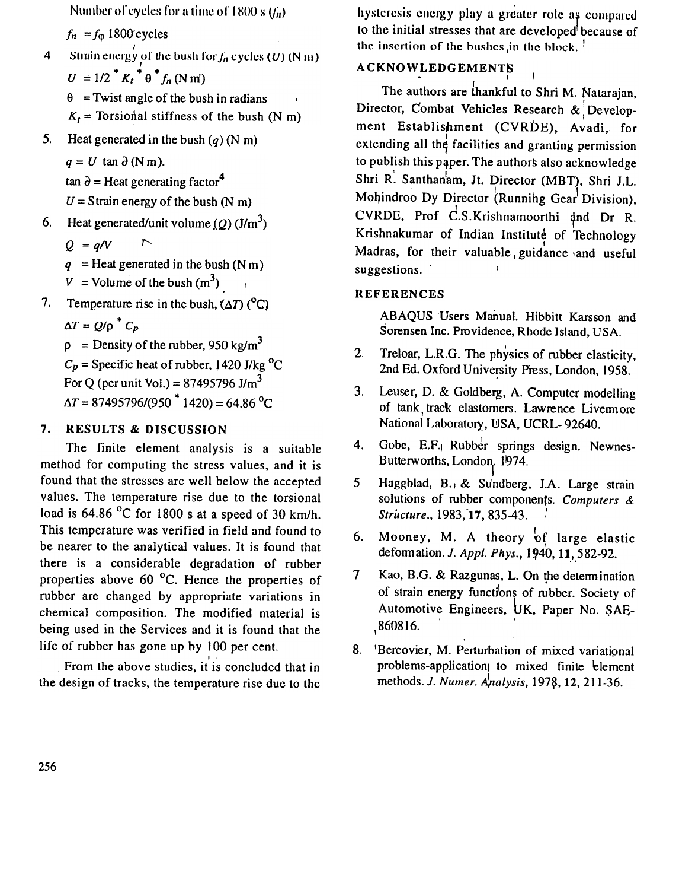Number of cycles for a time of 1800 s ($f_n$)

$f_n = f_\varphi$ 1800 cycles

4. Strain energy of the bush for $f_n$ cycles ($U$) (N m)

   $U = 1/2 * K_t * \theta * f_n$ (N m)

   $\theta$ = Twist angle of the bush in radians

   $K_t$ = Torsional stiffness of the bush (N m)

5. Heat generated in the bush ($q$) (N m)

   $q = U \tan \partial$ (N m).

   $\tan \partial$ = Heat generating factor[4]

   $U$ = Strain energy of the bush (N m)

6. Heat generated/unit volume ($Q$) (J/m$^3$)

   $Q = q/V$

   $q$ = Heat generated in the bush (N m)

   $V$ = Volume of the bush (m$^3$)

7. Temperature rise in the bush, ($\Delta T$) (°C)

   $\Delta T = Q/\rho * C_p$

   $\rho$ = Density of the rubber, 950 kg/m$^3$

   $C_p$ = Specific heat of rubber, 1420 J/kg °C

   For Q (per unit Vol.) = 87495796 J/m$^3$

   $\Delta T = 87495796/(950 * 1420) = 64.86$ °C

## 7. RESULTS & DISCUSSION

The finite element analysis is a suitable method for computing the stress values, and it is found that the stresses are well below the accepted values. The temperature rise due to the torsional load is 64.86 °C for 1800 s at a speed of 30 km/h. This temperature was verified in field and found to be nearer to the analytical values. It is found that there is a considerable degradation of rubber properties above 60 °C. Hence the properties of rubber are changed by appropriate variations in chemical composition. The modified material is being used in the Services and it is found that the life of rubber has gone up by 100 per cent.

From the above studies, it is concluded that in the design of tracks, the temperature rise due to the hysteresis energy play a greater role as compared to the initial stresses that are developed because of the insertion of the bushes in the block.

## ACKNOWLEDGEMENTS

The authors are thankful to Shri M. Natarajan, Director, Combat Vehicles Research & Development Establishment (CVRDE), Avadi, for extending all the facilities and granting permission to publish this paper. The authors also acknowledge Shri R. Santhanam, Jt. Director (MBT), Shri J.L. Mohindroo Dy Director (Running Gear Division), CVRDE, Prof C.S.Krishnamoorthi and Dr R. Krishnakumar of Indian Institute of Technology Madras, for their valuable guidance and useful suggestions.

## REFERENCES

1. ABAQUS Users Manual. Hibbitt Karsson and Sorensen Inc. Providence, Rhode Island, USA.
2. Treloar, L.R.G. The physics of rubber elasticity, 2nd Ed. Oxford University Press, London, 1958.
3. Leuser, D. & Goldberg, A. Computer modelling of tank track elastomers. Lawrence Livermore National Laboratory, USA, UCRL- 92640.
4. Gobe, E.F. Rubber springs design. Newnes-Butterworths, London. 1974.
5. Haggblad, B. & Sundberg, J.A. Large strain solutions of rubber components. *Computers & Structure.*, 1983, **17**, 835-43.
6. Mooney, M. A theory of large elastic deformation. *J. Appl. Phys.*, 1940, **11**, 582-92.
7. Kao, B.G. & Razgunas, L. On the determination of strain energy functions of rubber. Society of Automotive Engineers, UK, Paper No. SAE-860816.
8. Bercovier, M. Perturbation of mixed variational problems-application to mixed finite element methods. *J. Numer. Analysis*, 1978, **12**, 211-36.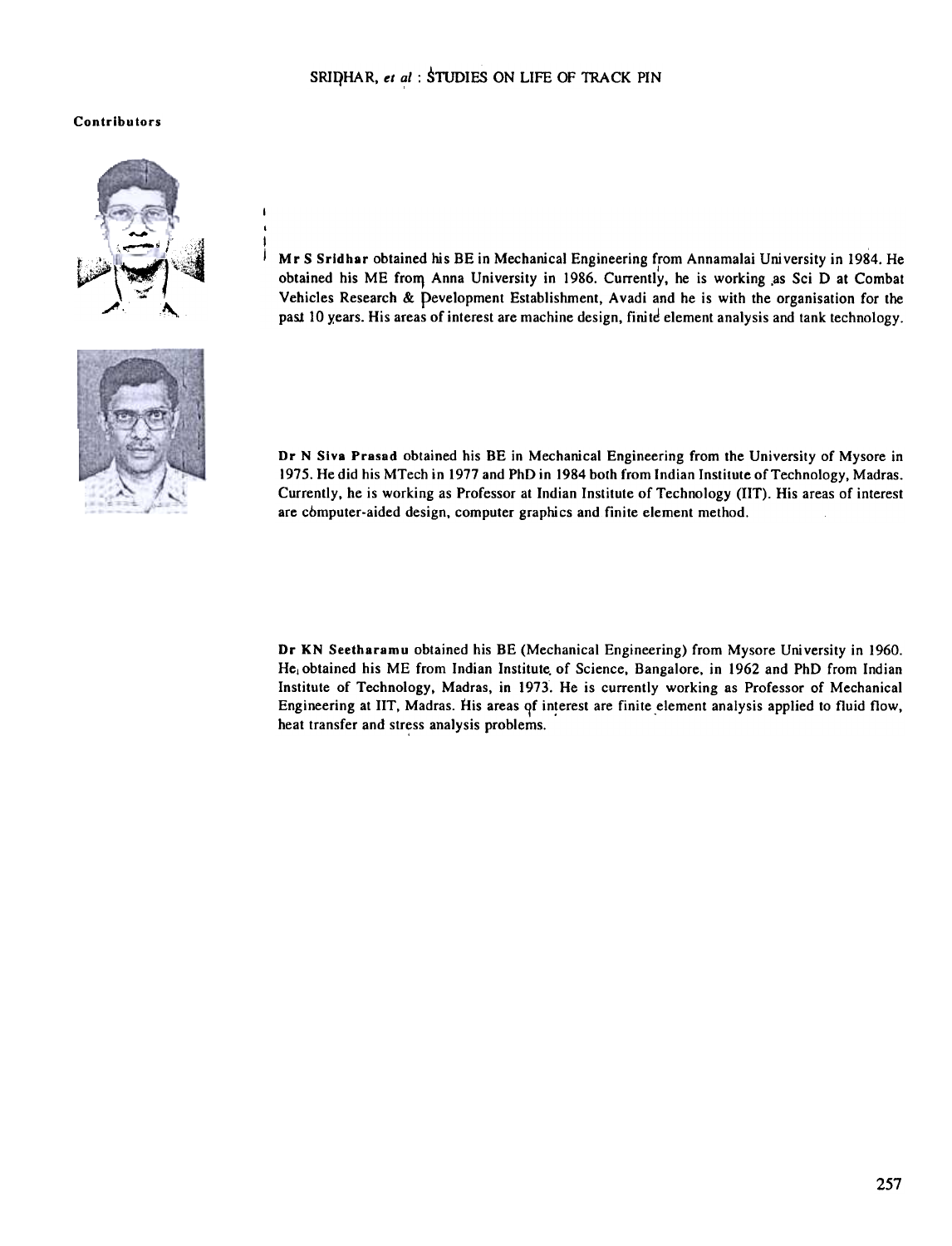**Contributors**

**Mr S Sridhar** obtained his BE in Mechanical Engineering from Annamalai University in 1984. He obtained his ME from Anna University in 1986. Currently, he is working as Sci D at Combat Vehicles Research & Development Establishment, Avadi and he is with the organisation for the past 10 years. His areas of interest are machine design, finite element analysis and tank technology.

**Dr N Siva Prasad** obtained his BE in Mechanical Engineering from the University of Mysore in 1975. He did his MTech in 1977 and PhD in 1984 both from Indian Institute of Technology, Madras. Currently, he is working as Professor at Indian Institute of Technology (IIT). His areas of interest are computer-aided design, computer graphics and finite element method.

**Dr KN Seetharamu** obtained his BE (Mechanical Engineering) from Mysore University in 1960. He obtained his ME from Indian Institute of Science, Bangalore, in 1962 and PhD from Indian Institute of Technology, Madras, in 1973. He is currently working as Professor of Mechanical Engineering at IIT, Madras. His areas of interest are finite element analysis applied to fluid flow, heat transfer and stress analysis problems.